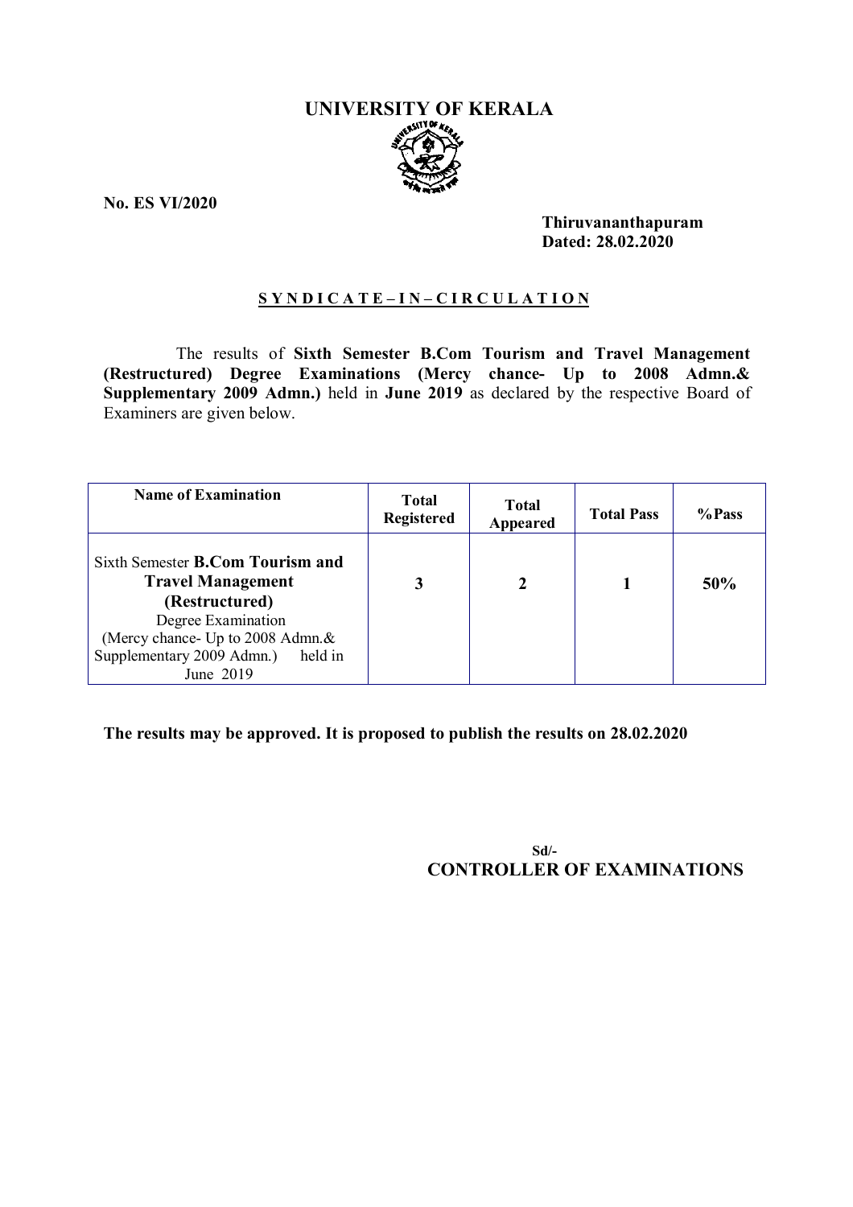# UNIVERSITY OF KERALA

**No. ES VI/2020**

**Thiruvananthapuram**
**Dated: 28.02.2020**

**S Y N D I C A T E – I N – C I R C U L A T I O N**

The results of **Sixth Semester B.Com Tourism and Travel Management (Restructured) Degree Examinations (Mercy chance- Up to 2008 Admn.& Supplementary 2009 Admn.)** held in **June 2019** as declared by the respective Board of Examiners are given below.

| Name of Examination | Total Registered | Total Appeared | Total Pass | %Pass |
|---|---|---|---|---|
| Sixth Semester **B.Com Tourism and Travel Management (Restructured)** Degree Examination (Mercy chance- Up to 2008 Admn.& Supplementary 2009 Admn.) held in June 2019 | **3** | **2** | **1** | **50%** |

**The results may be approved. It is proposed to publish the results on 28.02.2020**

**Sd/-**
**CONTROLLER OF EXAMINATIONS**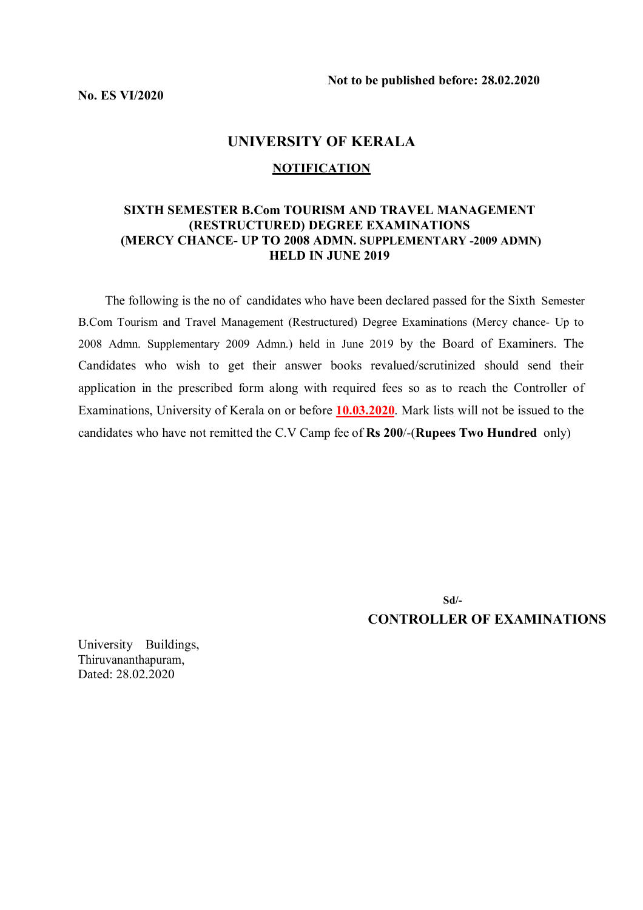**No. ES VI/2020**

**Not to be published before: 28.02.2020**

# UNIVERSITY OF KERALA

## NOTIFICATION

### SIXTH SEMESTER B.Com TOURISM AND TRAVEL MANAGEMENT (RESTRUCTURED) DEGREE EXAMINATIONS (MERCY CHANCE- UP TO 2008 ADMN. SUPPLEMENTARY -2009 ADMN) HELD IN JUNE 2019

The following is the no of candidates who have been declared passed for the Sixth Semester B.Com Tourism and Travel Management (Restructured) Degree Examinations (Mercy chance- Up to 2008 Admn. Supplementary 2009 Admn.) held in June 2019 by the Board of Examiners. The Candidates who wish to get their answer books revalued/scrutinized should send their application in the prescribed form along with required fees so as to reach the Controller of Examinations, University of Kerala on or before **10.03.2020**. Mark lists will not be issued to the candidates who have not remitted the C.V Camp fee of **Rs 200**/-(**Rupees Two Hundred** only)

**Sd/-**

**CONTROLLER OF EXAMINATIONS**

University Buildings,
Thiruvananthapuram,
Dated: 28.02.2020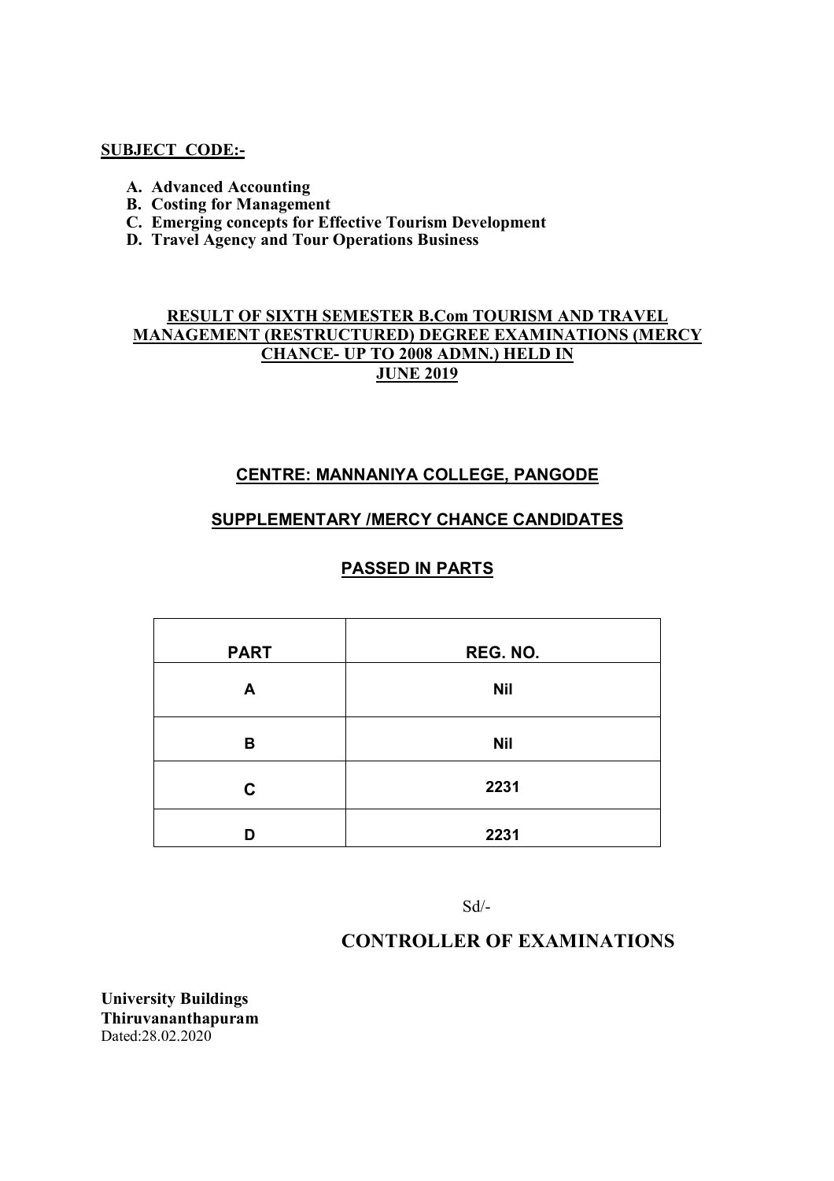**SUBJECT CODE:-**

- **A. Advanced Accounting**
- **B. Costing for Management**
- **C. Emerging concepts for Effective Tourism Development**
- **D. Travel Agency and Tour Operations Business**

## RESULT OF SIXTH SEMESTER B.Com TOURISM AND TRAVEL MANAGEMENT (RESTRUCTURED) DEGREE EXAMINATIONS (MERCY CHANCE- UP TO 2008 ADMN.) HELD IN JUNE 2019

### CENTRE: MANNANIYA COLLEGE, PANGODE

### SUPPLEMENTARY /MERCY CHANCE CANDIDATES

### PASSED IN PARTS

| PART | REG. NO. |
|---|---|
| A | Nil |
| B | Nil |
| C | 2231 |
| D | 2231 |

Sd/-

**CONTROLLER OF EXAMINATIONS**

**University Buildings**
**Thiruvananthapuram**
Dated:28.02.2020